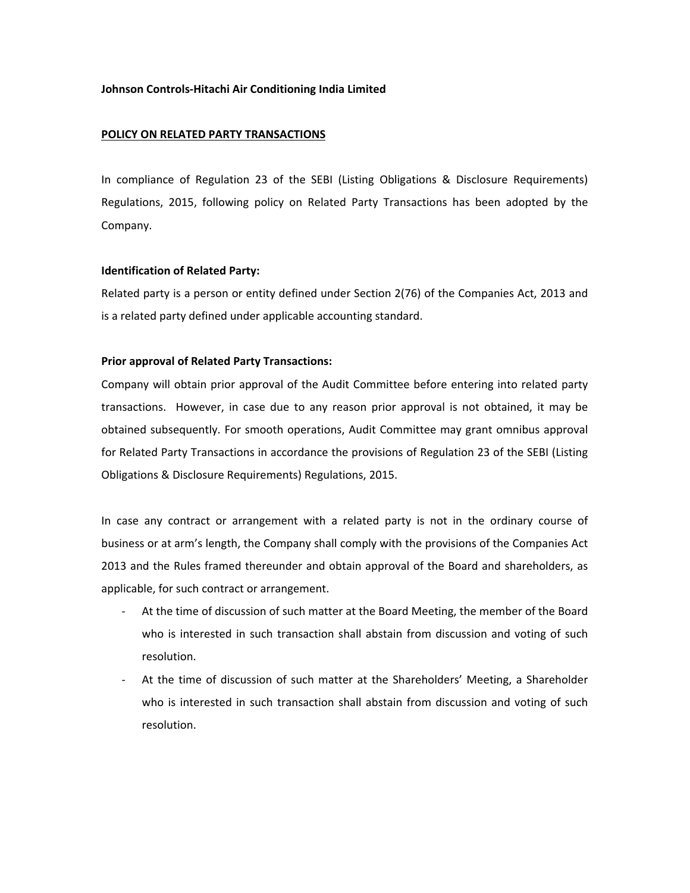**Johnson Controls-Hitachi Air Conditioning India Limited**

## POLICY ON RELATED PARTY TRANSACTIONS

In compliance of Regulation 23 of the SEBI (Listing Obligations & Disclosure Requirements) Regulations, 2015, following policy on Related Party Transactions has been adopted by the Company.

**Identification of Related Party:**

Related party is a person or entity defined under Section 2(76) of the Companies Act, 2013 and is a related party defined under applicable accounting standard.

**Prior approval of Related Party Transactions:**

Company will obtain prior approval of the Audit Committee before entering into related party transactions. However, in case due to any reason prior approval is not obtained, it may be obtained subsequently. For smooth operations, Audit Committee may grant omnibus approval for Related Party Transactions in accordance the provisions of Regulation 23 of the SEBI (Listing Obligations & Disclosure Requirements) Regulations, 2015.

In case any contract or arrangement with a related party is not in the ordinary course of business or at arm's length, the Company shall comply with the provisions of the Companies Act 2013 and the Rules framed thereunder and obtain approval of the Board and shareholders, as applicable, for such contract or arrangement.

- At the time of discussion of such matter at the Board Meeting, the member of the Board who is interested in such transaction shall abstain from discussion and voting of such resolution.
- At the time of discussion of such matter at the Shareholders' Meeting, a Shareholder who is interested in such transaction shall abstain from discussion and voting of such resolution.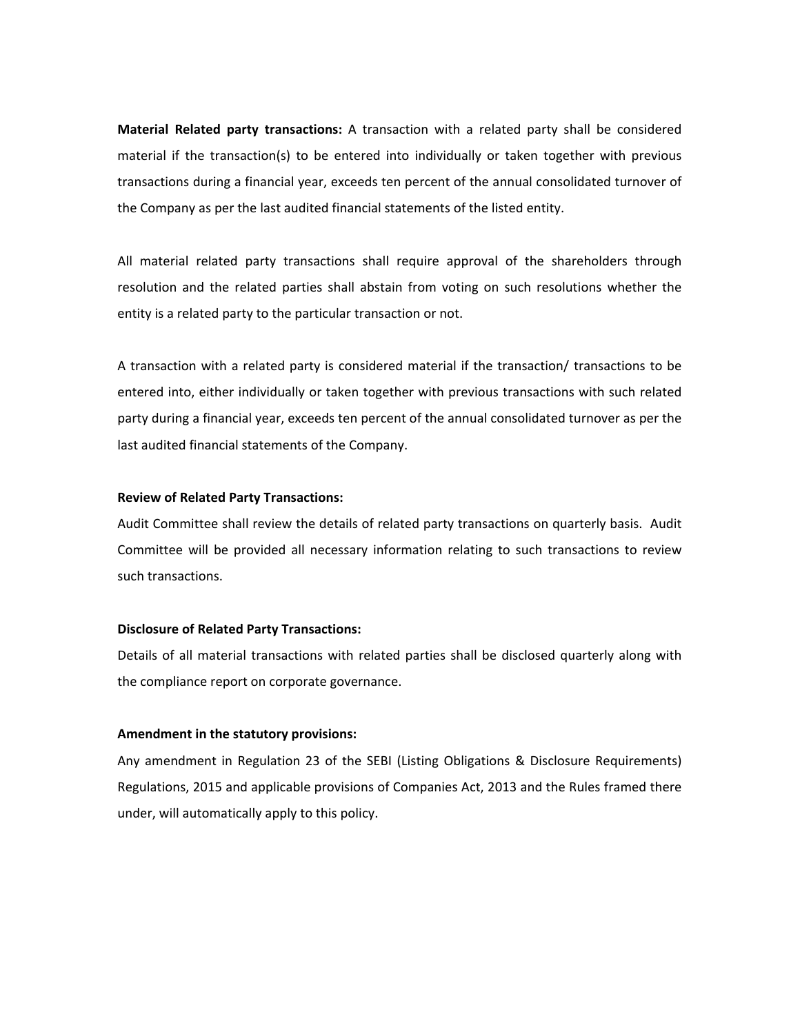**Material Related party transactions:** A transaction with a related party shall be considered material if the transaction(s) to be entered into individually or taken together with previous transactions during a financial year, exceeds ten percent of the annual consolidated turnover of the Company as per the last audited financial statements of the listed entity.

All material related party transactions shall require approval of the shareholders through resolution and the related parties shall abstain from voting on such resolutions whether the entity is a related party to the particular transaction or not.

A transaction with a related party is considered material if the transaction/ transactions to be entered into, either individually or taken together with previous transactions with such related party during a financial year, exceeds ten percent of the annual consolidated turnover as per the last audited financial statements of the Company.

**Review of Related Party Transactions:**

Audit Committee shall review the details of related party transactions on quarterly basis. Audit Committee will be provided all necessary information relating to such transactions to review such transactions.

**Disclosure of Related Party Transactions:**

Details of all material transactions with related parties shall be disclosed quarterly along with the compliance report on corporate governance.

**Amendment in the statutory provisions:**

Any amendment in Regulation 23 of the SEBI (Listing Obligations & Disclosure Requirements) Regulations, 2015 and applicable provisions of Companies Act, 2013 and the Rules framed there under, will automatically apply to this policy.